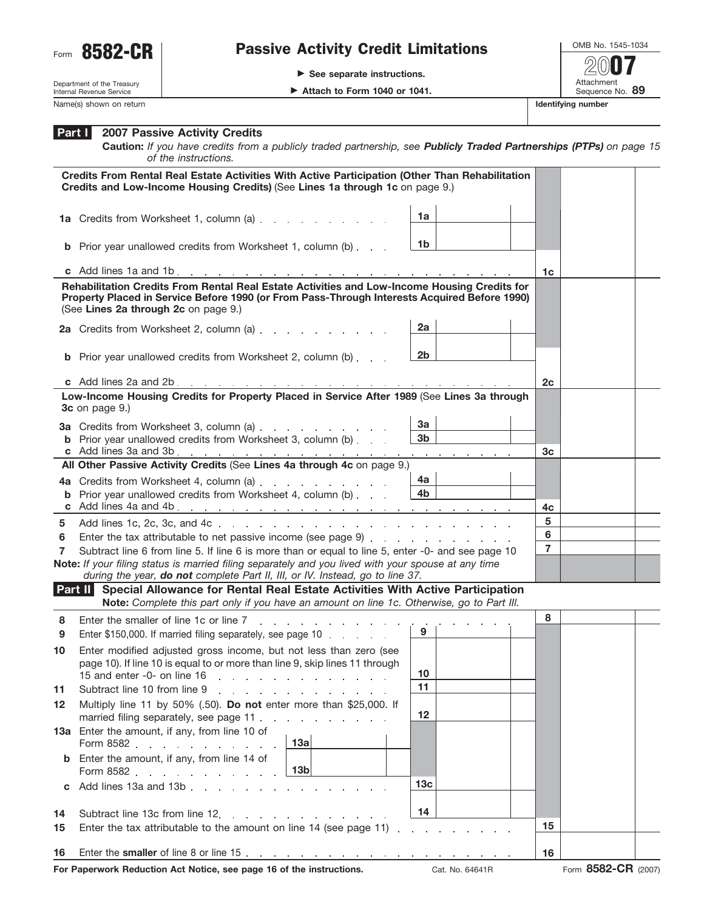Form **8582-CR**

# Passive Activity Credit Limitations

▶ See separate instructions.

▶ Attach to Form 1040 or 1041.

OMB No. 1545-1034

2007

Attachment Sequence No. **89**

Department of the Treasury
Internal Revenue Service

Name(s) shown on return | **Identifying number**

## Part I 2007 Passive Activity Credits

**Caution:** *If you have credits from a publicly traded partnership, see* ***Publicly Traded Partnerships (PTPs)*** *on page 15 of the instructions.*

**Credits From Rental Real Estate Activities With Active Participation (Other Than Rehabilitation Credits and Low-Income Housing Credits)** (See **Lines 1a through 1c** on page 9.)

| | | | |
|---|---|---|---|
| **1a** Credits from Worksheet 1, column (a) | 1a | | |
| **b** Prior year unallowed credits from Worksheet 1, column (b) | 1b | | |
| **c** Add lines 1a and 1b | | 1c | |

**Rehabilitation Credits From Rental Real Estate Activities and Low-Income Housing Credits for Property Placed in Service Before 1990 (or From Pass-Through Interests Acquired Before 1990)** (See **Lines 2a through 2c** on page 9.)

| | | | |
|---|---|---|---|
| **2a** Credits from Worksheet 2, column (a) | 2a | | |
| **b** Prior year unallowed credits from Worksheet 2, column (b) | 2b | | |
| **c** Add lines 2a and 2b | | 2c | |

**Low-Income Housing Credits for Property Placed in Service After 1989** (See **Lines 3a through 3c** on page 9.)

| | | | |
|---|---|---|---|
| **3a** Credits from Worksheet 3, column (a) | 3a | | |
| **b** Prior year unallowed credits from Worksheet 3, column (b) | 3b | | |
| **c** Add lines 3a and 3b | | 3c | |

**All Other Passive Activity Credits** (See **Lines 4a through 4c** on page 9.)

| | | | |
|---|---|---|---|
| **4a** Credits from Worksheet 4, column (a) | 4a | | |
| **b** Prior year unallowed credits from Worksheet 4, column (b) | 4b | | |
| **c** Add lines 4a and 4b | | 4c | |
| **5** Add lines 1c, 2c, 3c, and 4c | | 5 | |
| **6** Enter the tax attributable to net passive income (see page 9) | | 6 | |
| **7** Subtract line 6 from line 5. If line 6 is more than or equal to line 5, enter -0- and see page 10 | | 7 | |

**Note:** *If your filing status is married filing separately and you lived with your spouse at any time during the year,* ***do not*** *complete Part II, III, or IV. Instead, go to line 37.*

## Part II Special Allowance for Rental Real Estate Activities With Active Participation

**Note:** *Complete this part only if you have an amount on line 1c. Otherwise, go to Part III.*

| | | | |
|---|---|---|---|
| **8** Enter the smaller of line 1c or line 7 | | 8 | |
| **9** Enter $150,000. If married filing separately, see page 10 | 9 | | |
| **10** Enter modified adjusted gross income, but not less than zero (see page 10). If line 10 is equal to or more than line 9, skip lines 11 through 15 and enter -0- on line 16 | 10 | | |
| **11** Subtract line 10 from line 9 | 11 | | |
| **12** Multiply line 11 by 50% (.50). **Do not** enter more than $25,000. If married filing separately, see page 11 | 12 | | |
| **13a** Enter the amount, if any, from line 10 of Form 8582 — **13a** | | | |
| **b** Enter the amount, if any, from line 14 of Form 8582 — **13b** | | | |
| **c** Add lines 13a and 13b | 13c | | |
| **14** Subtract line 13c from line 12 | 14 | | |
| **15** Enter the tax attributable to the amount on line 14 (see page 11) | | 15 | |
| **16** Enter the **smaller** of line 8 or line 15 | | 16 | |

**For Paperwork Reduction Act Notice, see page 16 of the instructions.** Cat. No. 64641R Form **8582-CR** (2007)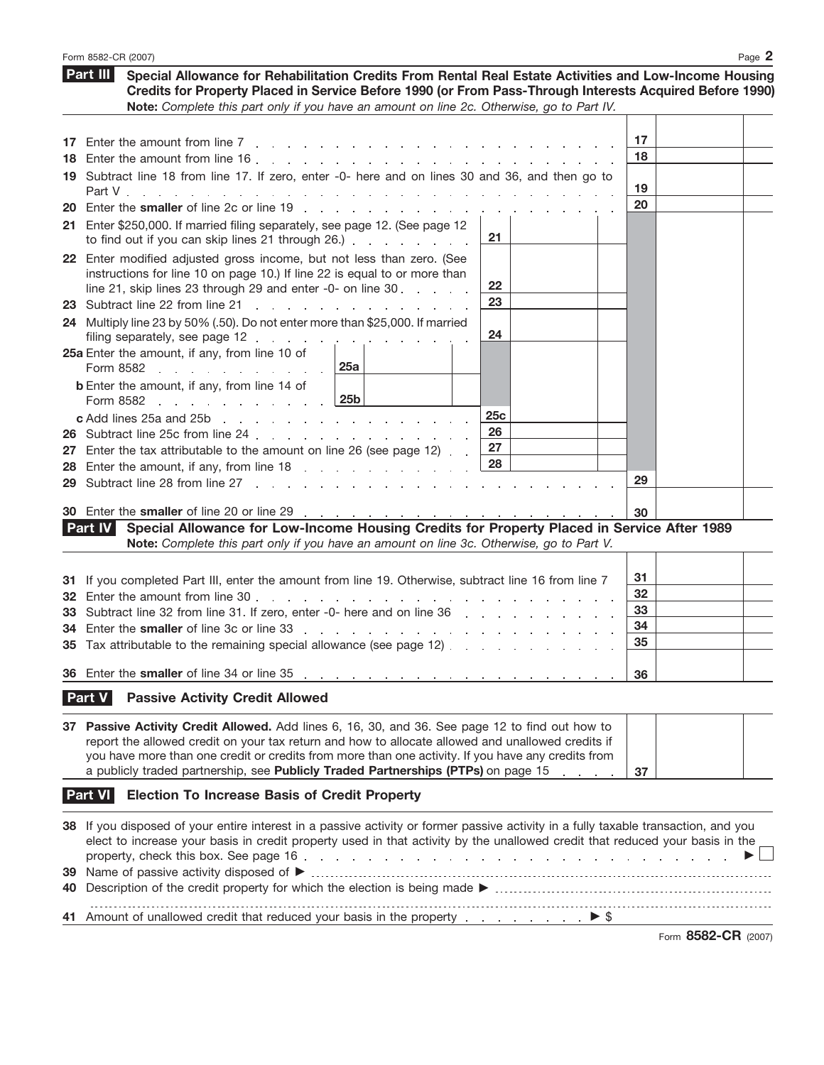## Part III Special Allowance for Rehabilitation Credits From Rental Real Estate Activities and Low-Income Housing Credits for Property Placed in Service Before 1990 (or From Pass-Through Interests Acquired Before 1990)

**Note:** *Complete this part only if you have an amount on line 2c. Otherwise, go to Part IV.*

| | | |
|---|---|---|
| **17** Enter the amount from line 7 | 17 | |
| **18** Enter the amount from line 16 | 18 | |
| **19** Subtract line 18 from line 17. If zero, enter -0- here and on lines 30 and 36, and then go to Part V | 19 | |
| **20** Enter the **smaller** of line 2c or line 19 | 20 | |
| **21** Enter $250,000. If married filing separately, see page 12. (See page 12 to find out if you can skip lines 21 through 26.) | 21 | |
| **22** Enter modified adjusted gross income, but not less than zero. (See instructions for line 10 on page 10.) If line 22 is equal to or more than line 21, skip lines 23 through 29 and enter -0- on line 30 | 22 | |
| **23** Subtract line 22 from line 21 | 23 | |
| **24** Multiply line 23 by 50% (.50). Do not enter more than $25,000. If married filing separately, see page 12 | 24 | |
| **25a** Enter the amount, if any, from line 10 of Form 8582 | 25a | |
| **b** Enter the amount, if any, from line 14 of Form 8582 | 25b | |
| **c** Add lines 25a and 25b | 25c | |
| **26** Subtract line 25c from line 24 | 26 | |
| **27** Enter the tax attributable to the amount on line 26 (see page 12) | 27 | |
| **28** Enter the amount, if any, from line 18 | 28 | |
| **29** Subtract line 28 from line 27 | 29 | |
| **30** Enter the **smaller** of line 20 or line 29 | 30 | |

## Part IV Special Allowance for Low-Income Housing Credits for Property Placed in Service After 1989

**Note:** *Complete this part only if you have an amount on line 3c. Otherwise, go to Part V.*

| | | |
|---|---|---|
| **31** If you completed Part III, enter the amount from line 19. Otherwise, subtract line 16 from line 7 | 31 | |
| **32** Enter the amount from line 30 | 32 | |
| **33** Subtract line 32 from line 31. If zero, enter -0- here and on line 36 | 33 | |
| **34** Enter the **smaller** of line 3c or line 33 | 34 | |
| **35** Tax attributable to the remaining special allowance (see page 12) | 35 | |
| **36** Enter the **smaller** of line 34 or line 35 | 36 | |

## Part V Passive Activity Credit Allowed

| | | |
|---|---|---|
| **37 Passive Activity Credit Allowed.** Add lines 6, 16, 30, and 36. See page 12 to find out how to report the allowed credit on your tax return and how to allocate allowed and unallowed credits if you have more than one credit or credits from more than one activity. If you have any credits from a publicly traded partnership, see **Publicly Traded Partnerships (PTPs)** on page 15 | 37 | |

## Part VI Election To Increase Basis of Credit Property

**38** If you disposed of your entire interest in a passive activity or former passive activity in a fully taxable transaction, and you elect to increase your basis in credit property used in that activity by the unallowed credit that reduced your basis in the property, check this box. See page 16 ► ☐

**39** Name of passive activity disposed of ►

**40** Description of the credit property for which the election is being made ►

**41** Amount of unallowed credit that reduced your basis in the property ► $

Form **8582-CR** (2007)